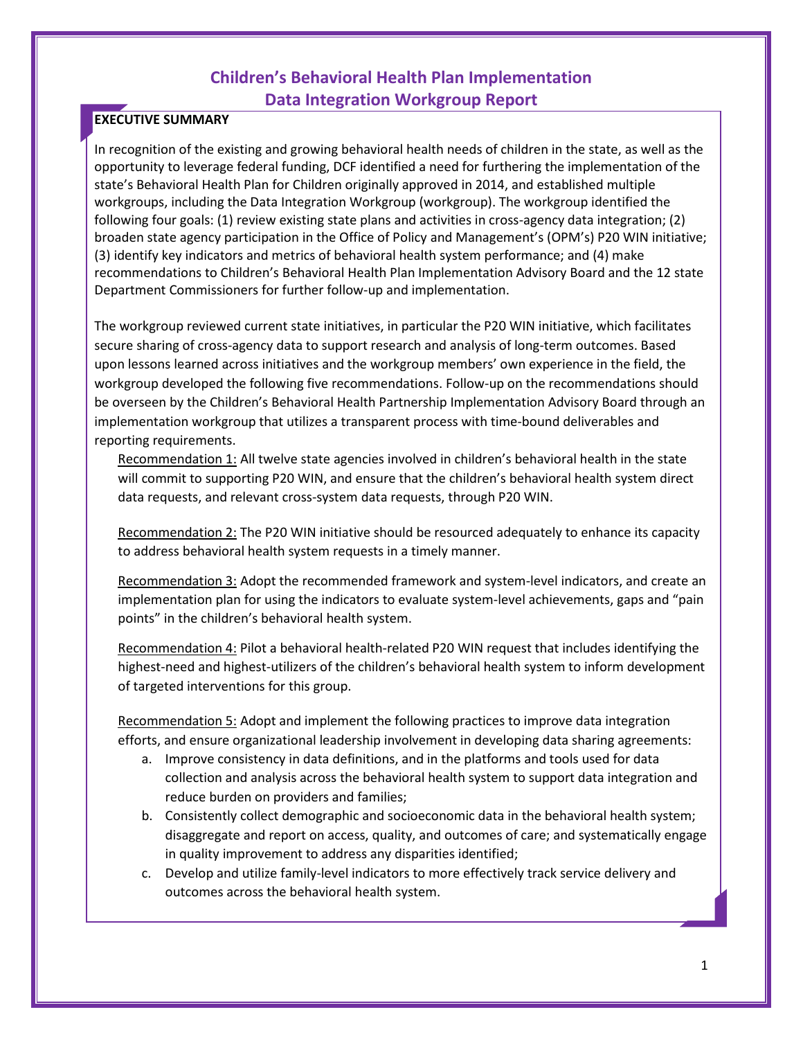# Children's Behavioral Health Plan Implementation Data Integration Workgroup Report

## EXECUTIVE SUMMARY

In recognition of the existing and growing behavioral health needs of children in the state, as well as the opportunity to leverage federal funding, DCF identified a need for furthering the implementation of the state's Behavioral Health Plan for Children originally approved in 2014, and established multiple workgroups, including the Data Integration Workgroup (workgroup). The workgroup identified the following four goals: (1) review existing state plans and activities in cross-agency data integration; (2) broaden state agency participation in the Office of Policy and Management's (OPM's) P20 WIN initiative; (3) identify key indicators and metrics of behavioral health system performance; and (4) make recommendations to Children's Behavioral Health Plan Implementation Advisory Board and the 12 state Department Commissioners for further follow-up and implementation.

The workgroup reviewed current state initiatives, in particular the P20 WIN initiative, which facilitates secure sharing of cross-agency data to support research and analysis of long-term outcomes. Based upon lessons learned across initiatives and the workgroup members' own experience in the field, the workgroup developed the following five recommendations. Follow-up on the recommendations should be overseen by the Children's Behavioral Health Partnership Implementation Advisory Board through an implementation workgroup that utilizes a transparent process with time-bound deliverables and reporting requirements.

<u>Recommendation 1:</u> All twelve state agencies involved in children's behavioral health in the state will commit to supporting P20 WIN, and ensure that the children's behavioral health system direct data requests, and relevant cross-system data requests, through P20 WIN.

<u>Recommendation 2:</u> The P20 WIN initiative should be resourced adequately to enhance its capacity to address behavioral health system requests in a timely manner.

<u>Recommendation 3:</u> Adopt the recommended framework and system-level indicators, and create an implementation plan for using the indicators to evaluate system-level achievements, gaps and "pain points" in the children's behavioral health system.

<u>Recommendation 4:</u> Pilot a behavioral health-related P20 WIN request that includes identifying the highest-need and highest-utilizers of the children's behavioral health system to inform development of targeted interventions for this group.

<u>Recommendation 5:</u> Adopt and implement the following practices to improve data integration efforts, and ensure organizational leadership involvement in developing data sharing agreements:

a. Improve consistency in data definitions, and in the platforms and tools used for data collection and analysis across the behavioral health system to support data integration and reduce burden on providers and families;
b. Consistently collect demographic and socioeconomic data in the behavioral health system; disaggregate and report on access, quality, and outcomes of care; and systematically engage in quality improvement to address any disparities identified;
c. Develop and utilize family-level indicators to more effectively track service delivery and outcomes across the behavioral health system.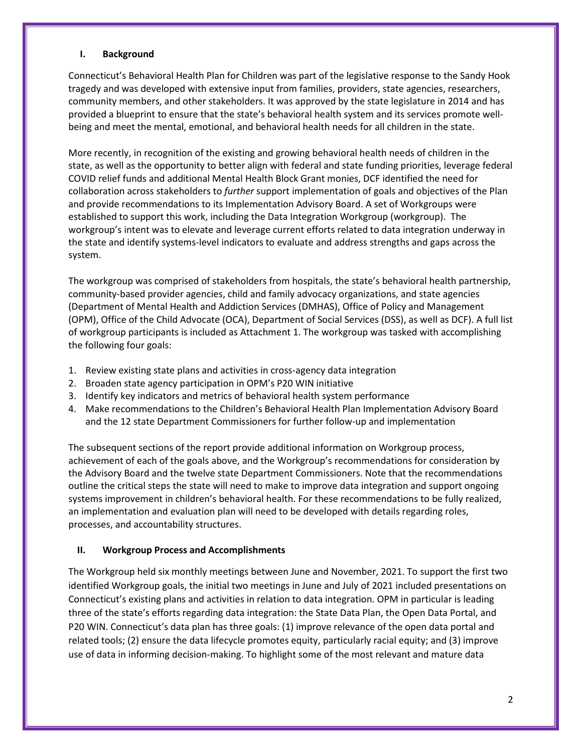## I. Background

Connecticut's Behavioral Health Plan for Children was part of the legislative response to the Sandy Hook tragedy and was developed with extensive input from families, providers, state agencies, researchers, community members, and other stakeholders. It was approved by the state legislature in 2014 and has provided a blueprint to ensure that the state's behavioral health system and its services promote well-being and meet the mental, emotional, and behavioral health needs for all children in the state.

More recently, in recognition of the existing and growing behavioral health needs of children in the state, as well as the opportunity to better align with federal and state funding priorities, leverage federal COVID relief funds and additional Mental Health Block Grant monies, DCF identified the need for collaboration across stakeholders to *further* support implementation of goals and objectives of the Plan and provide recommendations to its Implementation Advisory Board. A set of Workgroups were established to support this work, including the Data Integration Workgroup (workgroup). The workgroup's intent was to elevate and leverage current efforts related to data integration underway in the state and identify systems-level indicators to evaluate and address strengths and gaps across the system.

The workgroup was comprised of stakeholders from hospitals, the state's behavioral health partnership, community-based provider agencies, child and family advocacy organizations, and state agencies (Department of Mental Health and Addiction Services (DMHAS), Office of Policy and Management (OPM), Office of the Child Advocate (OCA), Department of Social Services (DSS), as well as DCF). A full list of workgroup participants is included as Attachment 1. The workgroup was tasked with accomplishing the following four goals:

1. Review existing state plans and activities in cross-agency data integration
2. Broaden state agency participation in OPM's P20 WIN initiative
3. Identify key indicators and metrics of behavioral health system performance
4. Make recommendations to the Children's Behavioral Health Plan Implementation Advisory Board and the 12 state Department Commissioners for further follow-up and implementation

The subsequent sections of the report provide additional information on Workgroup process, achievement of each of the goals above, and the Workgroup's recommendations for consideration by the Advisory Board and the twelve state Department Commissioners. Note that the recommendations outline the critical steps the state will need to make to improve data integration and support ongoing systems improvement in children's behavioral health. For these recommendations to be fully realized, an implementation and evaluation plan will need to be developed with details regarding roles, processes, and accountability structures.

## II. Workgroup Process and Accomplishments

The Workgroup held six monthly meetings between June and November, 2021. To support the first two identified Workgroup goals, the initial two meetings in June and July of 2021 included presentations on Connecticut's existing plans and activities in relation to data integration. OPM in particular is leading three of the state's efforts regarding data integration: the State Data Plan, the Open Data Portal, and P20 WIN. Connecticut's data plan has three goals: (1) improve relevance of the open data portal and related tools; (2) ensure the data lifecycle promotes equity, particularly racial equity; and (3) improve use of data in informing decision-making. To highlight some of the most relevant and mature data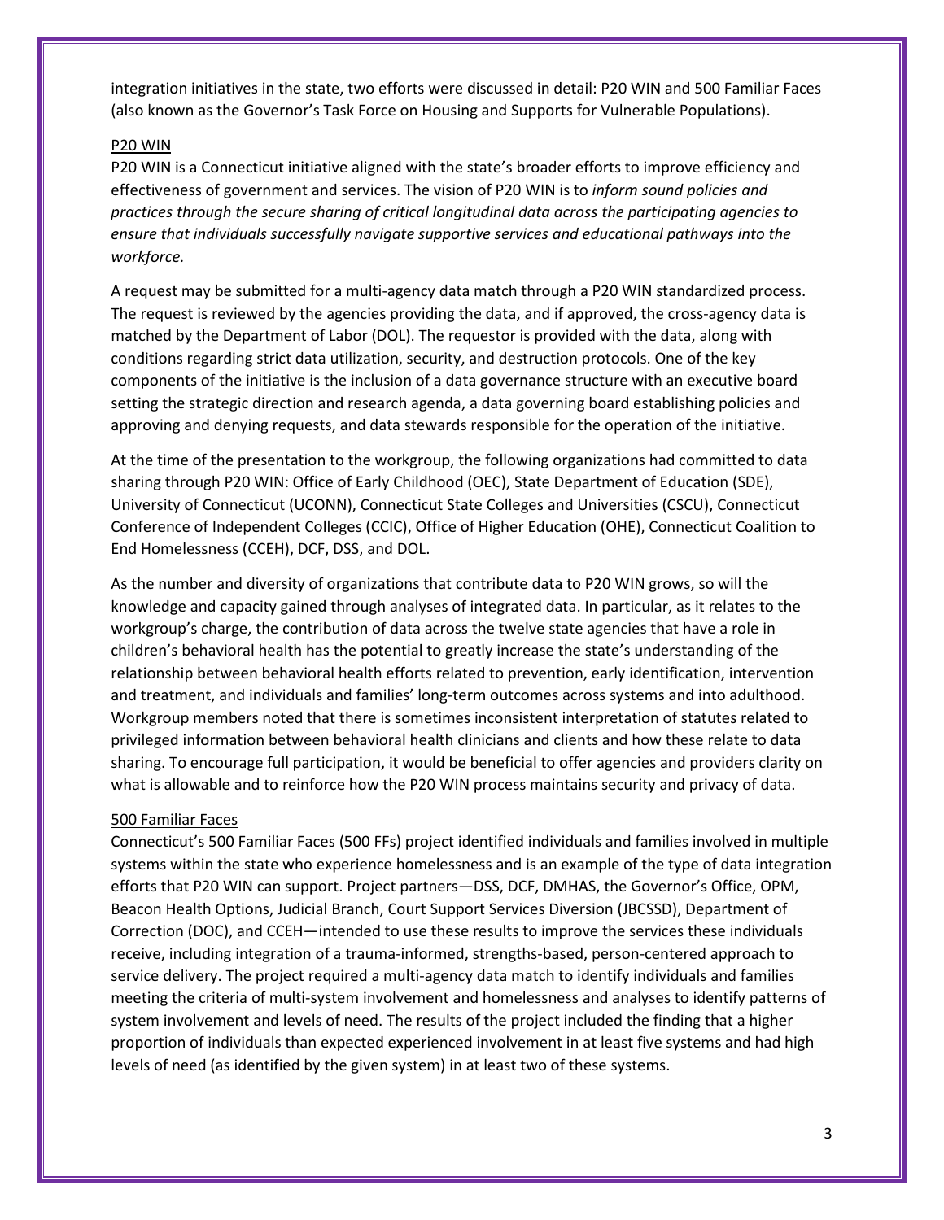integration initiatives in the state, two efforts were discussed in detail: P20 WIN and 500 Familiar Faces (also known as the Governor's Task Force on Housing and Supports for Vulnerable Populations).

### P20 WIN

P20 WIN is a Connecticut initiative aligned with the state's broader efforts to improve efficiency and effectiveness of government and services. The vision of P20 WIN is to *inform sound policies and practices through the secure sharing of critical longitudinal data across the participating agencies to ensure that individuals successfully navigate supportive services and educational pathways into the workforce.*

A request may be submitted for a multi-agency data match through a P20 WIN standardized process. The request is reviewed by the agencies providing the data, and if approved, the cross-agency data is matched by the Department of Labor (DOL). The requestor is provided with the data, along with conditions regarding strict data utilization, security, and destruction protocols. One of the key components of the initiative is the inclusion of a data governance structure with an executive board setting the strategic direction and research agenda, a data governing board establishing policies and approving and denying requests, and data stewards responsible for the operation of the initiative.

At the time of the presentation to the workgroup, the following organizations had committed to data sharing through P20 WIN: Office of Early Childhood (OEC), State Department of Education (SDE), University of Connecticut (UCONN), Connecticut State Colleges and Universities (CSCU), Connecticut Conference of Independent Colleges (CCIC), Office of Higher Education (OHE), Connecticut Coalition to End Homelessness (CCEH), DCF, DSS, and DOL.

As the number and diversity of organizations that contribute data to P20 WIN grows, so will the knowledge and capacity gained through analyses of integrated data. In particular, as it relates to the workgroup's charge, the contribution of data across the twelve state agencies that have a role in children's behavioral health has the potential to greatly increase the state's understanding of the relationship between behavioral health efforts related to prevention, early identification, intervention and treatment, and individuals and families' long-term outcomes across systems and into adulthood. Workgroup members noted that there is sometimes inconsistent interpretation of statutes related to privileged information between behavioral health clinicians and clients and how these relate to data sharing. To encourage full participation, it would be beneficial to offer agencies and providers clarity on what is allowable and to reinforce how the P20 WIN process maintains security and privacy of data.

### 500 Familiar Faces

Connecticut's 500 Familiar Faces (500 FFs) project identified individuals and families involved in multiple systems within the state who experience homelessness and is an example of the type of data integration efforts that P20 WIN can support. Project partners—DSS, DCF, DMHAS, the Governor's Office, OPM, Beacon Health Options, Judicial Branch, Court Support Services Diversion (JBCSSD), Department of Correction (DOC), and CCEH—intended to use these results to improve the services these individuals receive, including integration of a trauma-informed, strengths-based, person-centered approach to service delivery. The project required a multi-agency data match to identify individuals and families meeting the criteria of multi-system involvement and homelessness and analyses to identify patterns of system involvement and levels of need. The results of the project included the finding that a higher proportion of individuals than expected experienced involvement in at least five systems and had high levels of need (as identified by the given system) in at least two of these systems.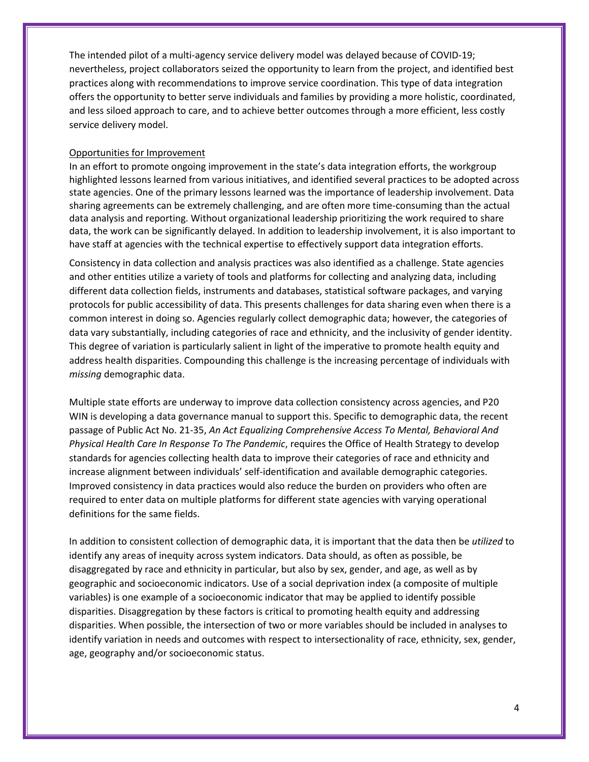The intended pilot of a multi-agency service delivery model was delayed because of COVID-19; nevertheless, project collaborators seized the opportunity to learn from the project, and identified best practices along with recommendations to improve service coordination. This type of data integration offers the opportunity to better serve individuals and families by providing a more holistic, coordinated, and less siloed approach to care, and to achieve better outcomes through a more efficient, less costly service delivery model.

<u>Opportunities for Improvement</u>

In an effort to promote ongoing improvement in the state's data integration efforts, the workgroup highlighted lessons learned from various initiatives, and identified several practices to be adopted across state agencies. One of the primary lessons learned was the importance of leadership involvement. Data sharing agreements can be extremely challenging, and are often more time-consuming than the actual data analysis and reporting. Without organizational leadership prioritizing the work required to share data, the work can be significantly delayed. In addition to leadership involvement, it is also important to have staff at agencies with the technical expertise to effectively support data integration efforts.

Consistency in data collection and analysis practices was also identified as a challenge. State agencies and other entities utilize a variety of tools and platforms for collecting and analyzing data, including different data collection fields, instruments and databases, statistical software packages, and varying protocols for public accessibility of data. This presents challenges for data sharing even when there is a common interest in doing so. Agencies regularly collect demographic data; however, the categories of data vary substantially, including categories of race and ethnicity, and the inclusivity of gender identity. This degree of variation is particularly salient in light of the imperative to promote health equity and address health disparities. Compounding this challenge is the increasing percentage of individuals with *missing* demographic data.

Multiple state efforts are underway to improve data collection consistency across agencies, and P20 WIN is developing a data governance manual to support this. Specific to demographic data, the recent passage of Public Act No. 21-35, *An Act Equalizing Comprehensive Access To Mental, Behavioral And Physical Health Care In Response To The Pandemic*, requires the Office of Health Strategy to develop standards for agencies collecting health data to improve their categories of race and ethnicity and increase alignment between individuals' self-identification and available demographic categories. Improved consistency in data practices would also reduce the burden on providers who often are required to enter data on multiple platforms for different state agencies with varying operational definitions for the same fields.

In addition to consistent collection of demographic data, it is important that the data then be *utilized* to identify any areas of inequity across system indicators. Data should, as often as possible, be disaggregated by race and ethnicity in particular, but also by sex, gender, and age, as well as by geographic and socioeconomic indicators. Use of a social deprivation index (a composite of multiple variables) is one example of a socioeconomic indicator that may be applied to identify possible disparities. Disaggregation by these factors is critical to promoting health equity and addressing disparities. When possible, the intersection of two or more variables should be included in analyses to identify variation in needs and outcomes with respect to intersectionality of race, ethnicity, sex, gender, age, geography and/or socioeconomic status.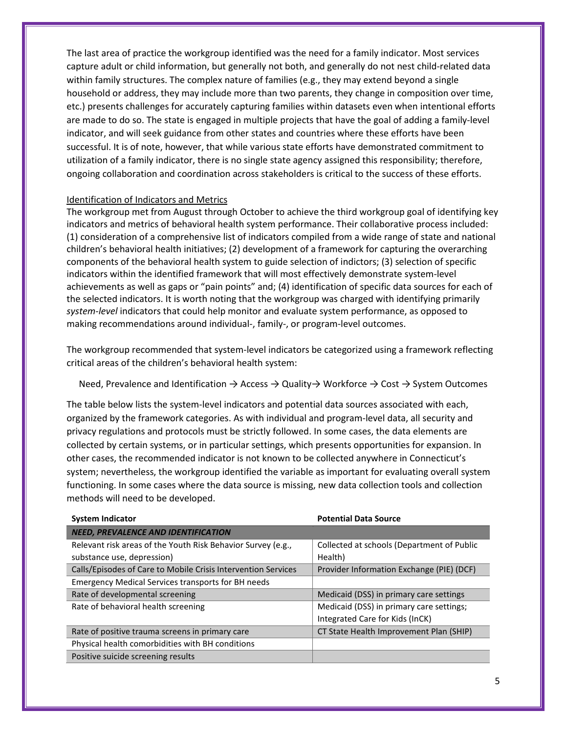The last area of practice the workgroup identified was the need for a family indicator. Most services capture adult or child information, but generally not both, and generally do not nest child-related data within family structures. The complex nature of families (e.g., they may extend beyond a single household or address, they may include more than two parents, they change in composition over time, etc.) presents challenges for accurately capturing families within datasets even when intentional efforts are made to do so. The state is engaged in multiple projects that have the goal of adding a family-level indicator, and will seek guidance from other states and countries where these efforts have been successful. It is of note, however, that while various state efforts have demonstrated commitment to utilization of a family indicator, there is no single state agency assigned this responsibility; therefore, ongoing collaboration and coordination across stakeholders is critical to the success of these efforts.

Identification of Indicators and Metrics

The workgroup met from August through October to achieve the third workgroup goal of identifying key indicators and metrics of behavioral health system performance. Their collaborative process included: (1) consideration of a comprehensive list of indicators compiled from a wide range of state and national children's behavioral health initiatives; (2) development of a framework for capturing the overarching components of the behavioral health system to guide selection of indictors; (3) selection of specific indicators within the identified framework that will most effectively demonstrate system-level achievements as well as gaps or "pain points" and; (4) identification of specific data sources for each of the selected indicators. It is worth noting that the workgroup was charged with identifying primarily *system-level* indicators that could help monitor and evaluate system performance, as opposed to making recommendations around individual-, family-, or program-level outcomes.

The workgroup recommended that system-level indicators be categorized using a framework reflecting critical areas of the children's behavioral health system:

Need, Prevalence and Identification → Access → Quality→ Workforce → Cost → System Outcomes

The table below lists the system-level indicators and potential data sources associated with each, organized by the framework categories. As with individual and program-level data, all security and privacy regulations and protocols must be strictly followed. In some cases, the data elements are collected by certain systems, or in particular settings, which presents opportunities for expansion. In other cases, the recommended indicator is not known to be collected anywhere in Connecticut's system; nevertheless, the workgroup identified the variable as important for evaluating overall system functioning. In some cases where the data source is missing, new data collection tools and collection methods will need to be developed.

| System Indicator | Potential Data Source |
|---|---|
| ***NEED, PREVALENCE AND IDENTIFICATION*** | |
| Relevant risk areas of the Youth Risk Behavior Survey (e.g., substance use, depression) | Collected at schools (Department of Public Health) |
| Calls/Episodes of Care to Mobile Crisis Intervention Services | Provider Information Exchange (PIE) (DCF) |
| Emergency Medical Services transports for BH needs | |
| Rate of developmental screening | Medicaid (DSS) in primary care settings |
| Rate of behavioral health screening | Medicaid (DSS) in primary care settings; Integrated Care for Kids (InCK) |
| Rate of positive trauma screens in primary care | CT State Health Improvement Plan (SHIP) |
| Physical health comorbidities with BH conditions | |
| Positive suicide screening results | |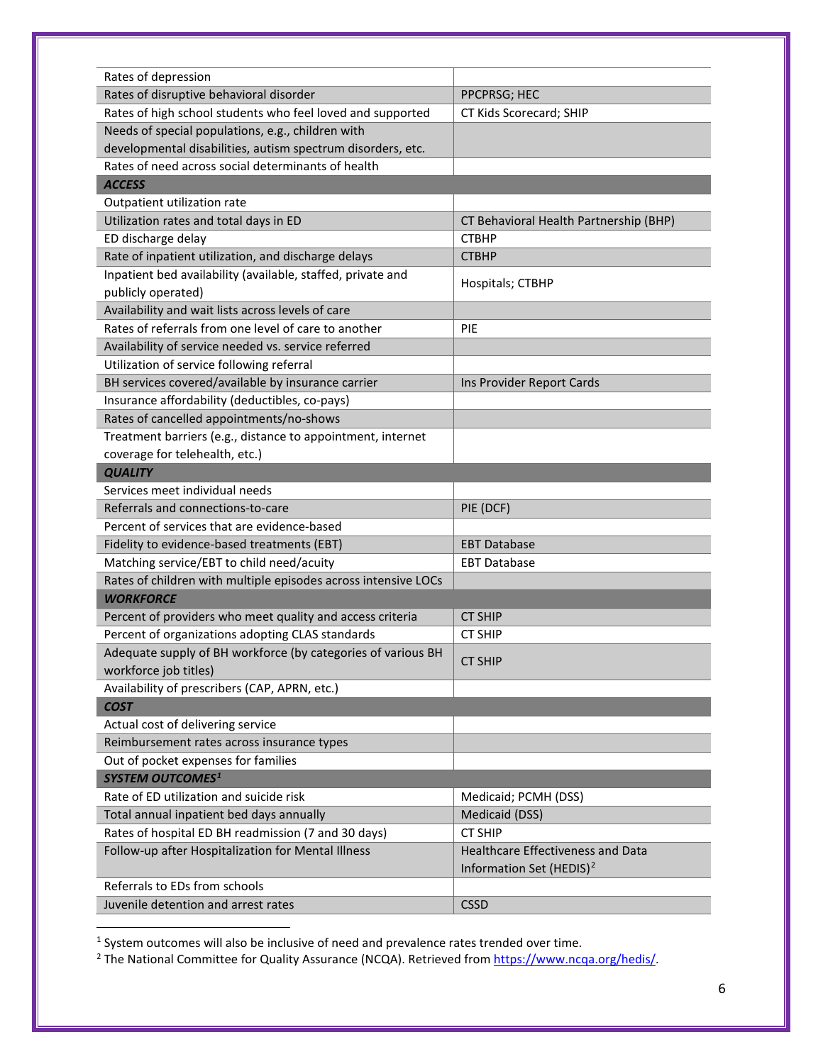| | |
|---|---|
| Rates of depression | |
| Rates of disruptive behavioral disorder | PPCPRSG; HEC |
| Rates of high school students who feel loved and supported | CT Kids Scorecard; SHIP |
| Needs of special populations, e.g., children with developmental disabilities, autism spectrum disorders, etc. | |
| Rates of need across social determinants of health | |
| ***ACCESS*** | |
| Outpatient utilization rate | |
| Utilization rates and total days in ED | CT Behavioral Health Partnership (BHP) |
| ED discharge delay | CTBHP |
| Rate of inpatient utilization, and discharge delays | CTBHP |
| Inpatient bed availability (available, staffed, private and publicly operated) | Hospitals; CTBHP |
| Availability and wait lists across levels of care | |
| Rates of referrals from one level of care to another | PIE |
| Availability of service needed vs. service referred | |
| Utilization of service following referral | |
| BH services covered/available by insurance carrier | Ins Provider Report Cards |
| Insurance affordability (deductibles, co-pays) | |
| Rates of cancelled appointments/no-shows | |
| Treatment barriers (e.g., distance to appointment, internet coverage for telehealth, etc.) | |
| ***QUALITY*** | |
| Services meet individual needs | |
| Referrals and connections-to-care | PIE (DCF) |
| Percent of services that are evidence-based | |
| Fidelity to evidence-based treatments (EBT) | EBT Database |
| Matching service/EBT to child need/acuity | EBT Database |
| Rates of children with multiple episodes across intensive LOCs | |
| ***WORKFORCE*** | |
| Percent of providers who meet quality and access criteria | CT SHIP |
| Percent of organizations adopting CLAS standards | CT SHIP |
| Adequate supply of BH workforce (by categories of various BH workforce job titles) | CT SHIP |
| Availability of prescribers (CAP, APRN, etc.) | |
| ***COST*** | |
| Actual cost of delivering service | |
| Reimbursement rates across insurance types | |
| Out of pocket expenses for families | |
| ***SYSTEM OUTCOMES***[1] | |
| Rate of ED utilization and suicide risk | Medicaid; PCMH (DSS) |
| Total annual inpatient bed days annually | Medicaid (DSS) |
| Rates of hospital ED BH readmission (7 and 30 days) | CT SHIP |
| Follow-up after Hospitalization for Mental Illness | Healthcare Effectiveness and Data Information Set (HEDIS)[2] |
| Referrals to EDs from schools | |
| Juvenile detention and arrest rates | CSSD |

[1] System outcomes will also be inclusive of need and prevalence rates trended over time.

[2] The National Committee for Quality Assurance (NCQA). Retrieved from https://www.ncqa.org/hedis/.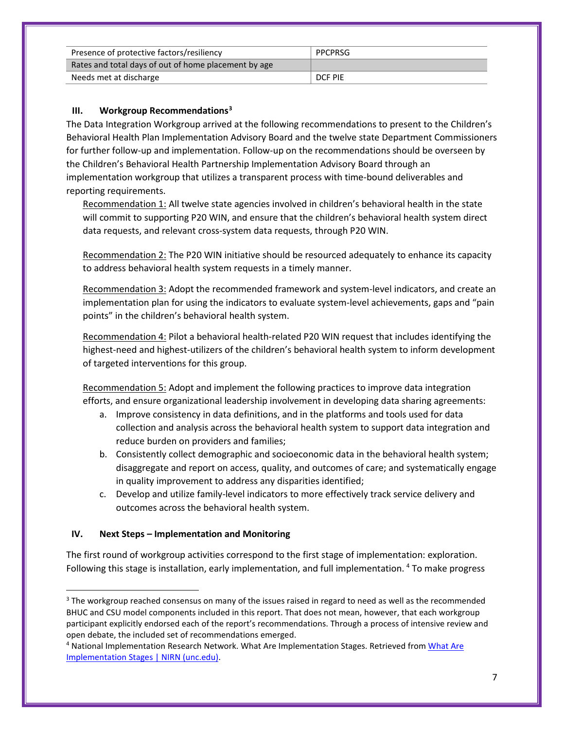| Presence of protective factors/resiliency | PPCPRSG |
|---|---|
| Rates and total days of out of home placement by age | |
| Needs met at discharge | DCF PIE |

### III. Workgroup Recommendations[3]

The Data Integration Workgroup arrived at the following recommendations to present to the Children's Behavioral Health Plan Implementation Advisory Board and the twelve state Department Commissioners for further follow-up and implementation. Follow-up on the recommendations should be overseen by the Children's Behavioral Health Partnership Implementation Advisory Board through an implementation workgroup that utilizes a transparent process with time-bound deliverables and reporting requirements.

Recommendation 1: All twelve state agencies involved in children's behavioral health in the state will commit to supporting P20 WIN, and ensure that the children's behavioral health system direct data requests, and relevant cross-system data requests, through P20 WIN.

Recommendation 2: The P20 WIN initiative should be resourced adequately to enhance its capacity to address behavioral health system requests in a timely manner.

Recommendation 3: Adopt the recommended framework and system-level indicators, and create an implementation plan for using the indicators to evaluate system-level achievements, gaps and "pain points" in the children's behavioral health system.

Recommendation 4: Pilot a behavioral health-related P20 WIN request that includes identifying the highest-need and highest-utilizers of the children's behavioral health system to inform development of targeted interventions for this group.

Recommendation 5: Adopt and implement the following practices to improve data integration efforts, and ensure organizational leadership involvement in developing data sharing agreements:

a. Improve consistency in data definitions, and in the platforms and tools used for data collection and analysis across the behavioral health system to support data integration and reduce burden on providers and families;
b. Consistently collect demographic and socioeconomic data in the behavioral health system; disaggregate and report on access, quality, and outcomes of care; and systematically engage in quality improvement to address any disparities identified;
c. Develop and utilize family-level indicators to more effectively track service delivery and outcomes across the behavioral health system.

### IV. Next Steps – Implementation and Monitoring

The first round of workgroup activities correspond to the first stage of implementation: exploration. Following this stage is installation, early implementation, and full implementation. [4] To make progress

---

[3] The workgroup reached consensus on many of the issues raised in regard to need as well as the recommended BHUC and CSU model components included in this report. That does not mean, however, that each workgroup participant explicitly endorsed each of the report's recommendations. Through a process of intensive review and open debate, the included set of recommendations emerged.

[4] National Implementation Research Network. What Are Implementation Stages. Retrieved from What Are Implementation Stages | NIRN (unc.edu).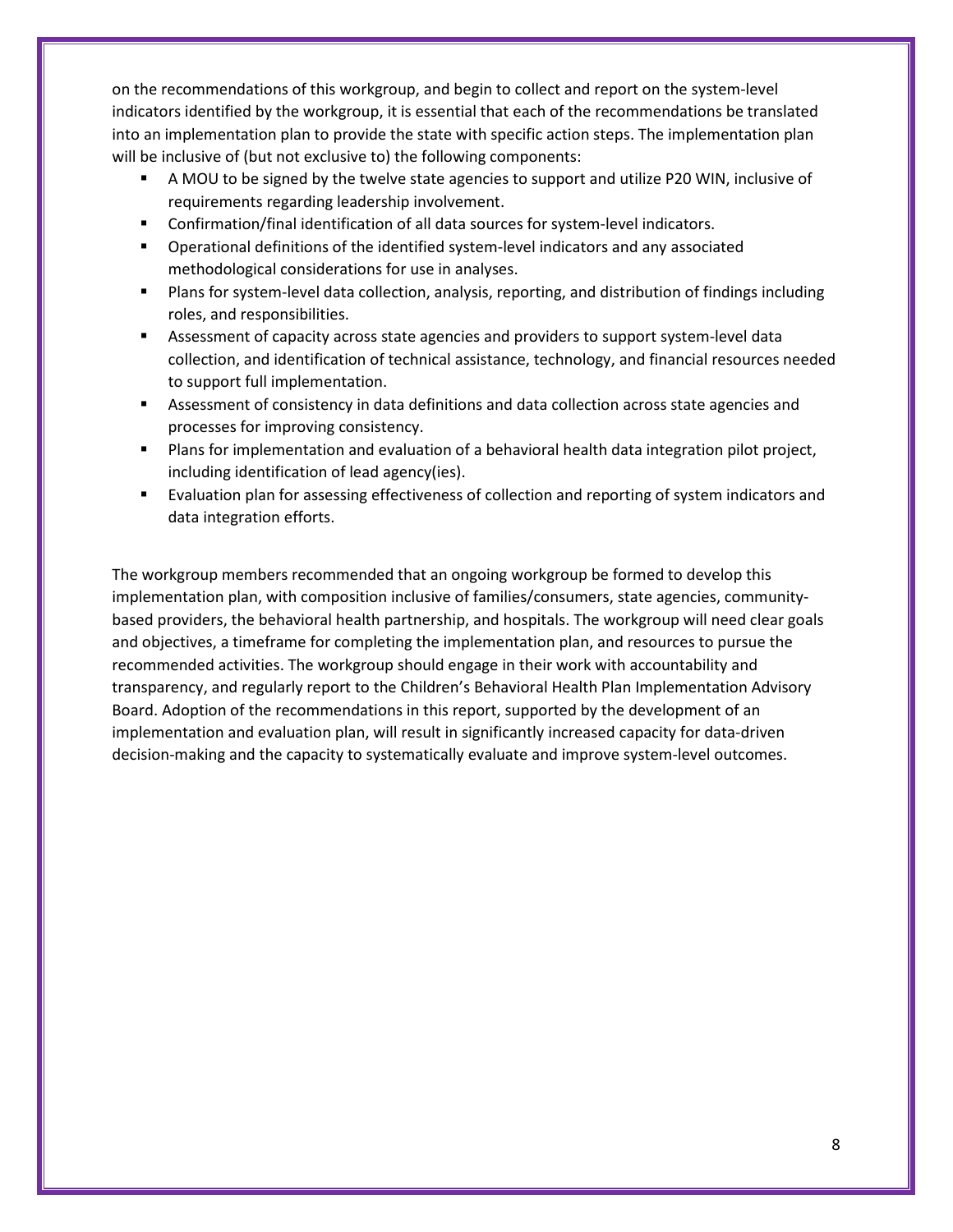on the recommendations of this workgroup, and begin to collect and report on the system-level indicators identified by the workgroup, it is essential that each of the recommendations be translated into an implementation plan to provide the state with specific action steps. The implementation plan will be inclusive of (but not exclusive to) the following components:

- A MOU to be signed by the twelve state agencies to support and utilize P20 WIN, inclusive of requirements regarding leadership involvement.
- Confirmation/final identification of all data sources for system-level indicators.
- Operational definitions of the identified system-level indicators and any associated methodological considerations for use in analyses.
- Plans for system-level data collection, analysis, reporting, and distribution of findings including roles, and responsibilities.
- Assessment of capacity across state agencies and providers to support system-level data collection, and identification of technical assistance, technology, and financial resources needed to support full implementation.
- Assessment of consistency in data definitions and data collection across state agencies and processes for improving consistency.
- Plans for implementation and evaluation of a behavioral health data integration pilot project, including identification of lead agency(ies).
- Evaluation plan for assessing effectiveness of collection and reporting of system indicators and data integration efforts.

The workgroup members recommended that an ongoing workgroup be formed to develop this implementation plan, with composition inclusive of families/consumers, state agencies, community-based providers, the behavioral health partnership, and hospitals. The workgroup will need clear goals and objectives, a timeframe for completing the implementation plan, and resources to pursue the recommended activities. The workgroup should engage in their work with accountability and transparency, and regularly report to the Children's Behavioral Health Plan Implementation Advisory Board. Adoption of the recommendations in this report, supported by the development of an implementation and evaluation plan, will result in significantly increased capacity for data-driven decision-making and the capacity to systematically evaluate and improve system-level outcomes.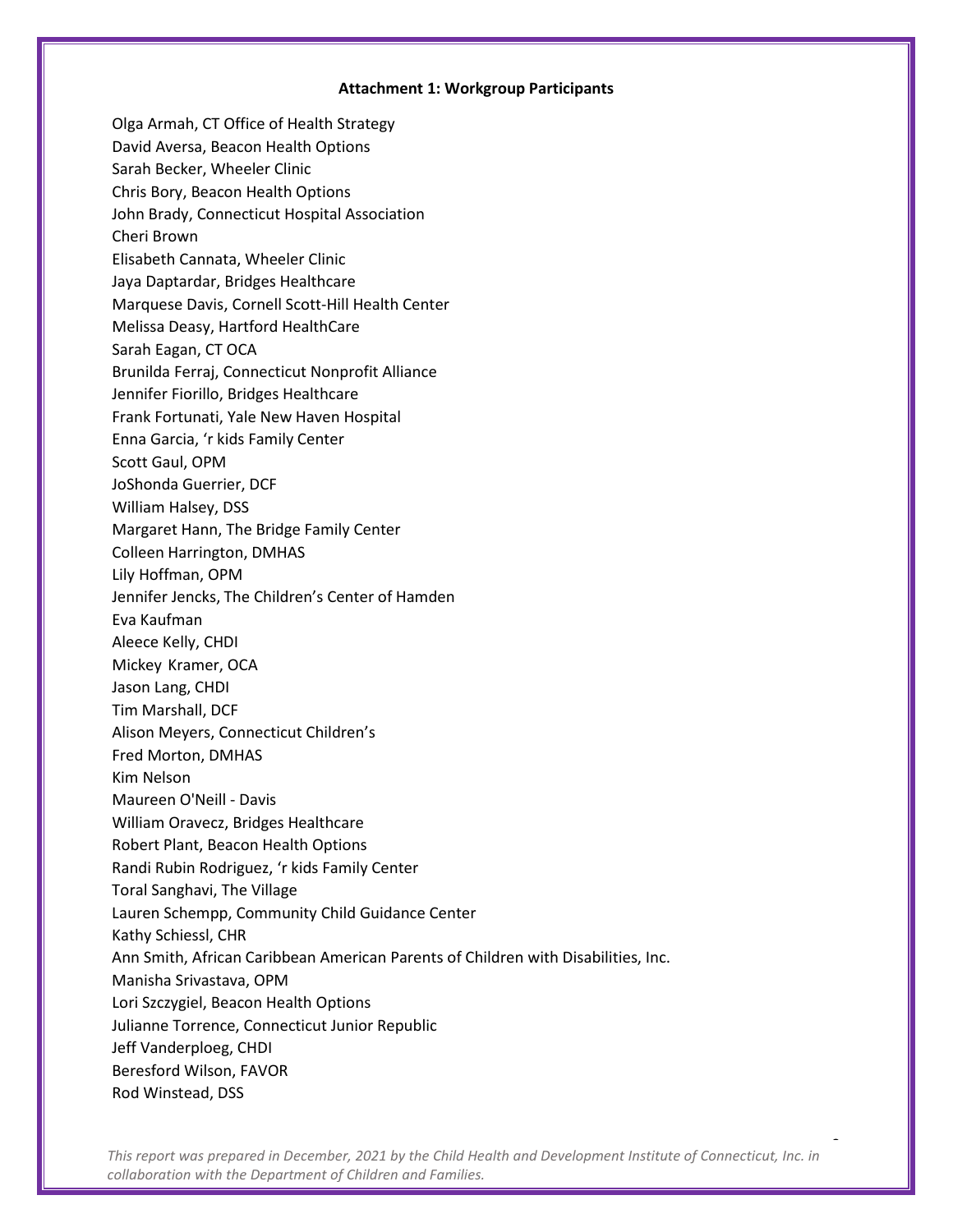**Attachment 1: Workgroup Participants**

Olga Armah, CT Office of Health Strategy
David Aversa, Beacon Health Options
Sarah Becker, Wheeler Clinic
Chris Bory, Beacon Health Options
John Brady, Connecticut Hospital Association
Cheri Brown
Elisabeth Cannata, Wheeler Clinic
Jaya Daptardar, Bridges Healthcare
Marquese Davis, Cornell Scott-Hill Health Center
Melissa Deasy, Hartford HealthCare
Sarah Eagan, CT OCA
Brunilda Ferraj, Connecticut Nonprofit Alliance
Jennifer Fiorillo, Bridges Healthcare
Frank Fortunati, Yale New Haven Hospital
Enna Garcia, 'r kids Family Center
Scott Gaul, OPM
JoShonda Guerrier, DCF
William Halsey, DSS
Margaret Hann, The Bridge Family Center
Colleen Harrington, DMHAS
Lily Hoffman, OPM
Jennifer Jencks, The Children's Center of Hamden
Eva Kaufman
Aleece Kelly, CHDI
Mickey Kramer, OCA
Jason Lang, CHDI
Tim Marshall, DCF
Alison Meyers, Connecticut Children's
Fred Morton, DMHAS
Kim Nelson
Maureen O'Neill - Davis
William Oravecz, Bridges Healthcare
Robert Plant, Beacon Health Options
Randi Rubin Rodriguez, 'r kids Family Center
Toral Sanghavi, The Village
Lauren Schempp, Community Child Guidance Center
Kathy Schiessl, CHR
Ann Smith, African Caribbean American Parents of Children with Disabilities, Inc.
Manisha Srivastava, OPM
Lori Szczygiel, Beacon Health Options
Julianne Torrence, Connecticut Junior Republic
Jeff Vanderploeg, CHDI
Beresford Wilson, FAVOR
Rod Winstead, DSS

*This report was prepared in December, 2021 by the Child Health and Development Institute of Connecticut, Inc. in collaboration with the Department of Children and Families.*